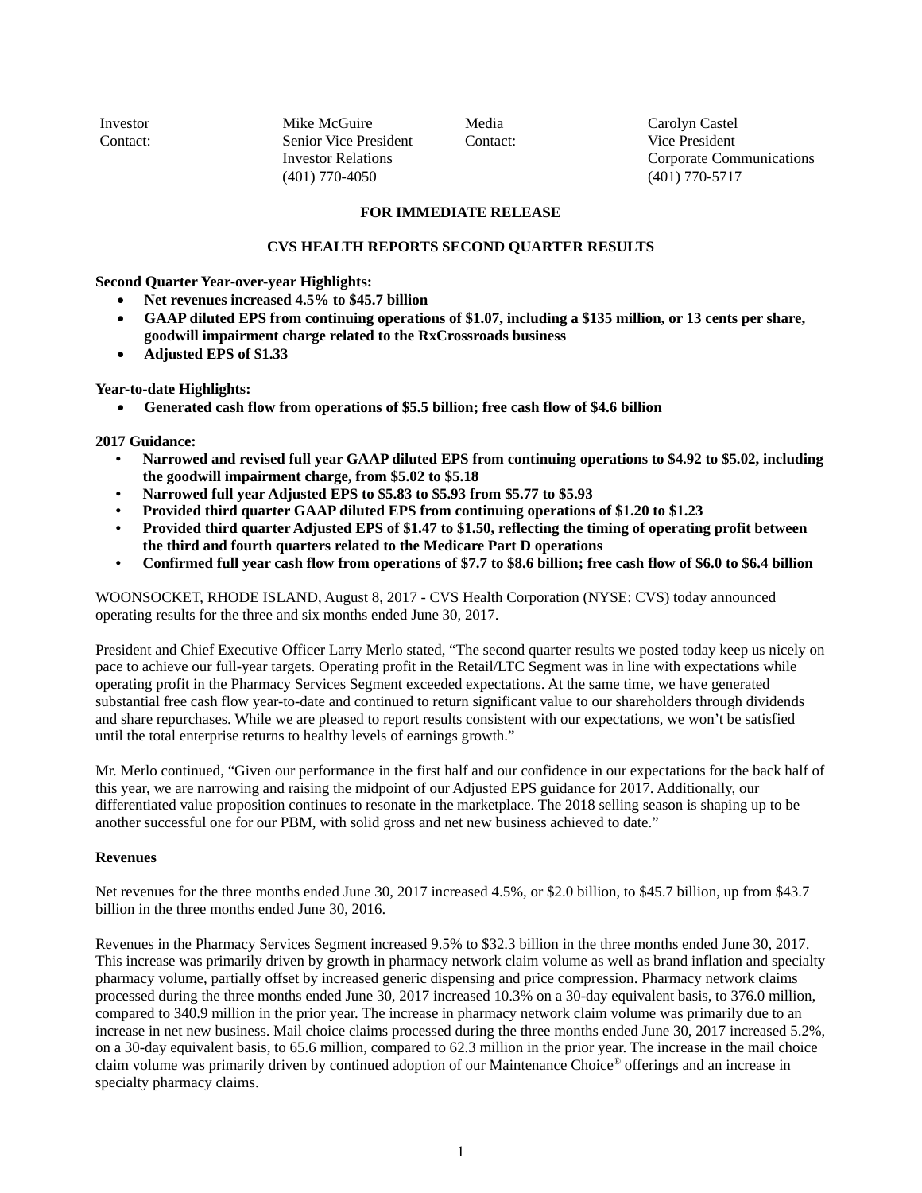| Investor Contact: | Mike McGuire<br>Senior Vice President<br>Investor Relations<br>(401) 770-4050 | Media Contact: | Carolyn Castel<br>Vice President<br>Corporate Communications<br>(401) 770-5717 |
|---|---|---|---|

**FOR IMMEDIATE RELEASE**

# CVS HEALTH REPORTS SECOND QUARTER RESULTS

**Second Quarter Year-over-year Highlights:**

- **Net revenues increased 4.5% to $45.7 billion**
- **GAAP diluted EPS from continuing operations of $1.07, including a $135 million, or 13 cents per share, goodwill impairment charge related to the RxCrossroads business**
- **Adjusted EPS of $1.33**

**Year-to-date Highlights:**

- **Generated cash flow from operations of $5.5 billion; free cash flow of $4.6 billion**

**2017 Guidance:**

- **Narrowed and revised full year GAAP diluted EPS from continuing operations to $4.92 to $5.02, including the goodwill impairment charge, from $5.02 to $5.18**
- **Narrowed full year Adjusted EPS to $5.83 to $5.93 from $5.77 to $5.93**
- **Provided third quarter GAAP diluted EPS from continuing operations of $1.20 to $1.23**
- **Provided third quarter Adjusted EPS of $1.47 to $1.50, reflecting the timing of operating profit between the third and fourth quarters related to the Medicare Part D operations**
- **Confirmed full year cash flow from operations of $7.7 to $8.6 billion; free cash flow of $6.0 to $6.4 billion**

WOONSOCKET, RHODE ISLAND, August 8, 2017 - CVS Health Corporation (NYSE: CVS) today announced operating results for the three and six months ended June 30, 2017.

President and Chief Executive Officer Larry Merlo stated, “The second quarter results we posted today keep us nicely on pace to achieve our full-year targets. Operating profit in the Retail/LTC Segment was in line with expectations while operating profit in the Pharmacy Services Segment exceeded expectations. At the same time, we have generated substantial free cash flow year-to-date and continued to return significant value to our shareholders through dividends and share repurchases. While we are pleased to report results consistent with our expectations, we won’t be satisfied until the total enterprise returns to healthy levels of earnings growth.”

Mr. Merlo continued, “Given our performance in the first half and our confidence in our expectations for the back half of this year, we are narrowing and raising the midpoint of our Adjusted EPS guidance for 2017. Additionally, our differentiated value proposition continues to resonate in the marketplace. The 2018 selling season is shaping up to be another successful one for our PBM, with solid gross and net new business achieved to date.”

## Revenues

Net revenues for the three months ended June 30, 2017 increased 4.5%, or $2.0 billion, to $45.7 billion, up from $43.7 billion in the three months ended June 30, 2016.

Revenues in the Pharmacy Services Segment increased 9.5% to $32.3 billion in the three months ended June 30, 2017. This increase was primarily driven by growth in pharmacy network claim volume as well as brand inflation and specialty pharmacy volume, partially offset by increased generic dispensing and price compression. Pharmacy network claims processed during the three months ended June 30, 2017 increased 10.3% on a 30-day equivalent basis, to 376.0 million, compared to 340.9 million in the prior year. The increase in pharmacy network claim volume was primarily due to an increase in net new business. Mail choice claims processed during the three months ended June 30, 2017 increased 5.2%, on a 30-day equivalent basis, to 65.6 million, compared to 62.3 million in the prior year. The increase in the mail choice claim volume was primarily driven by continued adoption of our Maintenance Choice® offerings and an increase in specialty pharmacy claims.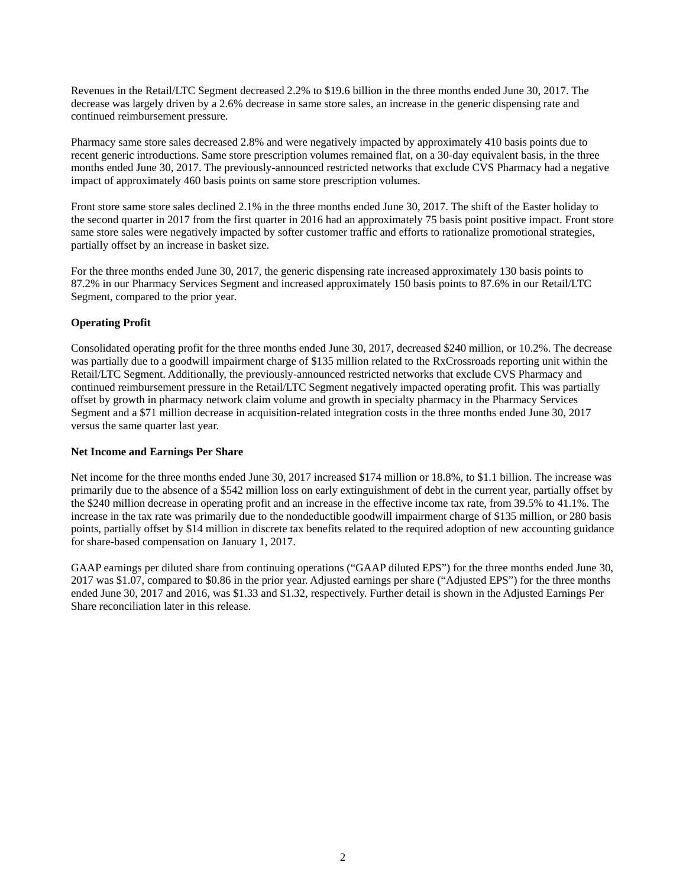Revenues in the Retail/LTC Segment decreased 2.2% to $19.6 billion in the three months ended June 30, 2017. The decrease was largely driven by a 2.6% decrease in same store sales, an increase in the generic dispensing rate and continued reimbursement pressure.

Pharmacy same store sales decreased 2.8% and were negatively impacted by approximately 410 basis points due to recent generic introductions. Same store prescription volumes remained flat, on a 30-day equivalent basis, in the three months ended June 30, 2017. The previously-announced restricted networks that exclude CVS Pharmacy had a negative impact of approximately 460 basis points on same store prescription volumes.

Front store same store sales declined 2.1% in the three months ended June 30, 2017. The shift of the Easter holiday to the second quarter in 2017 from the first quarter in 2016 had an approximately 75 basis point positive impact. Front store same store sales were negatively impacted by softer customer traffic and efforts to rationalize promotional strategies, partially offset by an increase in basket size.

For the three months ended June 30, 2017, the generic dispensing rate increased approximately 130 basis points to 87.2% in our Pharmacy Services Segment and increased approximately 150 basis points to 87.6% in our Retail/LTC Segment, compared to the prior year.

**Operating Profit**

Consolidated operating profit for the three months ended June 30, 2017, decreased $240 million, or 10.2%. The decrease was partially due to a goodwill impairment charge of $135 million related to the RxCrossroads reporting unit within the Retail/LTC Segment. Additionally, the previously-announced restricted networks that exclude CVS Pharmacy and continued reimbursement pressure in the Retail/LTC Segment negatively impacted operating profit. This was partially offset by growth in pharmacy network claim volume and growth in specialty pharmacy in the Pharmacy Services Segment and a $71 million decrease in acquisition-related integration costs in the three months ended June 30, 2017 versus the same quarter last year.

**Net Income and Earnings Per Share**

Net income for the three months ended June 30, 2017 increased $174 million or 18.8%, to $1.1 billion. The increase was primarily due to the absence of a $542 million loss on early extinguishment of debt in the current year, partially offset by the $240 million decrease in operating profit and an increase in the effective income tax rate, from 39.5% to 41.1%. The increase in the tax rate was primarily due to the nondeductible goodwill impairment charge of $135 million, or 280 basis points, partially offset by $14 million in discrete tax benefits related to the required adoption of new accounting guidance for share-based compensation on January 1, 2017.

GAAP earnings per diluted share from continuing operations ("GAAP diluted EPS") for the three months ended June 30, 2017 was $1.07, compared to $0.86 in the prior year. Adjusted earnings per share ("Adjusted EPS") for the three months ended June 30, 2017 and 2016, was $1.33 and $1.32, respectively. Further detail is shown in the Adjusted Earnings Per Share reconciliation later in this release.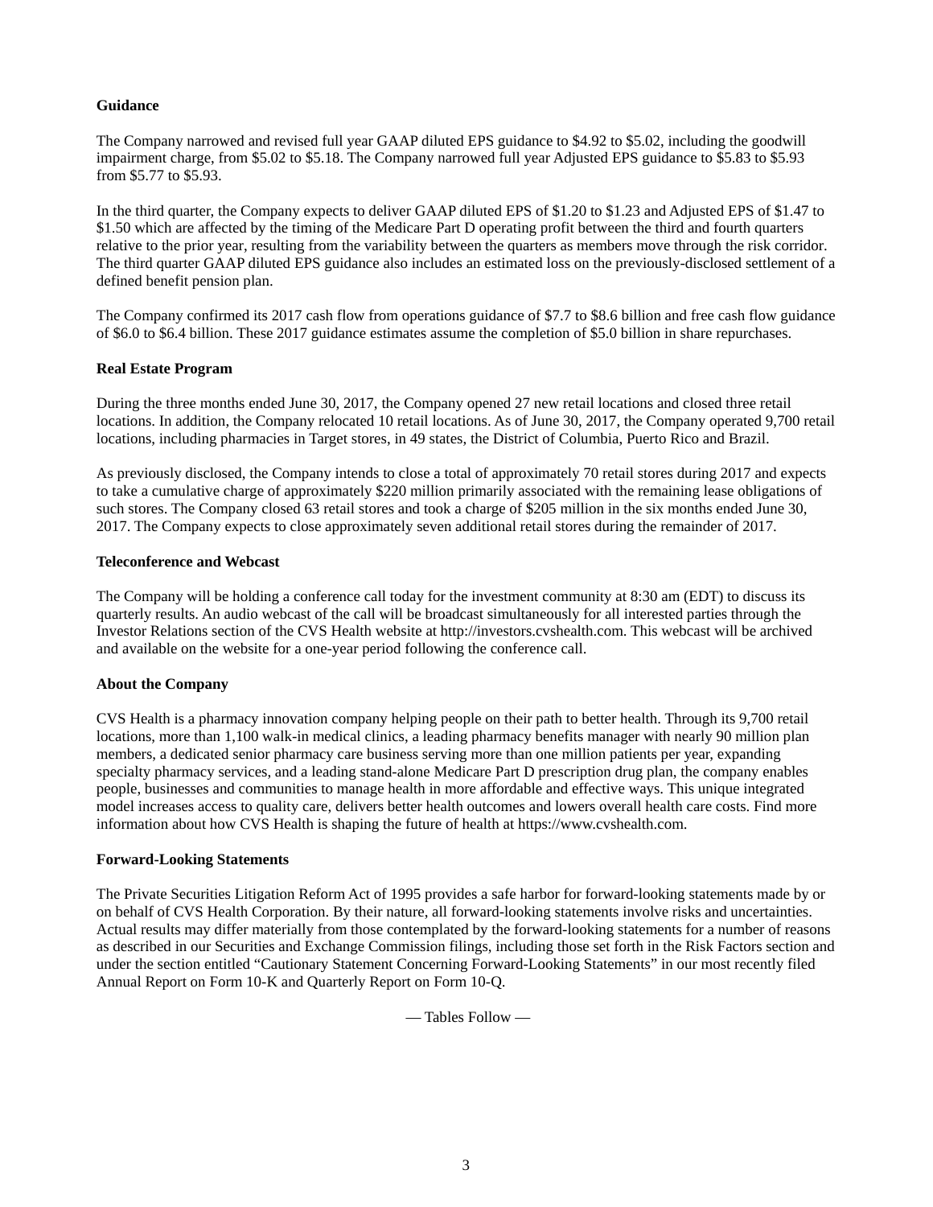**Guidance**

The Company narrowed and revised full year GAAP diluted EPS guidance to $4.92 to $5.02, including the goodwill impairment charge, from $5.02 to $5.18. The Company narrowed full year Adjusted EPS guidance to $5.83 to $5.93 from $5.77 to $5.93.

In the third quarter, the Company expects to deliver GAAP diluted EPS of $1.20 to $1.23 and Adjusted EPS of $1.47 to $1.50 which are affected by the timing of the Medicare Part D operating profit between the third and fourth quarters relative to the prior year, resulting from the variability between the quarters as members move through the risk corridor. The third quarter GAAP diluted EPS guidance also includes an estimated loss on the previously-disclosed settlement of a defined benefit pension plan.

The Company confirmed its 2017 cash flow from operations guidance of $7.7 to $8.6 billion and free cash flow guidance of $6.0 to $6.4 billion. These 2017 guidance estimates assume the completion of $5.0 billion in share repurchases.

**Real Estate Program**

During the three months ended June 30, 2017, the Company opened 27 new retail locations and closed three retail locations. In addition, the Company relocated 10 retail locations. As of June 30, 2017, the Company operated 9,700 retail locations, including pharmacies in Target stores, in 49 states, the District of Columbia, Puerto Rico and Brazil.

As previously disclosed, the Company intends to close a total of approximately 70 retail stores during 2017 and expects to take a cumulative charge of approximately $220 million primarily associated with the remaining lease obligations of such stores. The Company closed 63 retail stores and took a charge of $205 million in the six months ended June 30, 2017. The Company expects to close approximately seven additional retail stores during the remainder of 2017.

**Teleconference and Webcast**

The Company will be holding a conference call today for the investment community at 8:30 am (EDT) to discuss its quarterly results. An audio webcast of the call will be broadcast simultaneously for all interested parties through the Investor Relations section of the CVS Health website at http://investors.cvshealth.com. This webcast will be archived and available on the website for a one-year period following the conference call.

**About the Company**

CVS Health is a pharmacy innovation company helping people on their path to better health. Through its 9,700 retail locations, more than 1,100 walk-in medical clinics, a leading pharmacy benefits manager with nearly 90 million plan members, a dedicated senior pharmacy care business serving more than one million patients per year, expanding specialty pharmacy services, and a leading stand-alone Medicare Part D prescription drug plan, the company enables people, businesses and communities to manage health in more affordable and effective ways. This unique integrated model increases access to quality care, delivers better health outcomes and lowers overall health care costs. Find more information about how CVS Health is shaping the future of health at https://www.cvshealth.com.

**Forward-Looking Statements**

The Private Securities Litigation Reform Act of 1995 provides a safe harbor for forward-looking statements made by or on behalf of CVS Health Corporation. By their nature, all forward-looking statements involve risks and uncertainties. Actual results may differ materially from those contemplated by the forward-looking statements for a number of reasons as described in our Securities and Exchange Commission filings, including those set forth in the Risk Factors section and under the section entitled "Cautionary Statement Concerning Forward-Looking Statements" in our most recently filed Annual Report on Form 10-K and Quarterly Report on Form 10-Q.

— Tables Follow —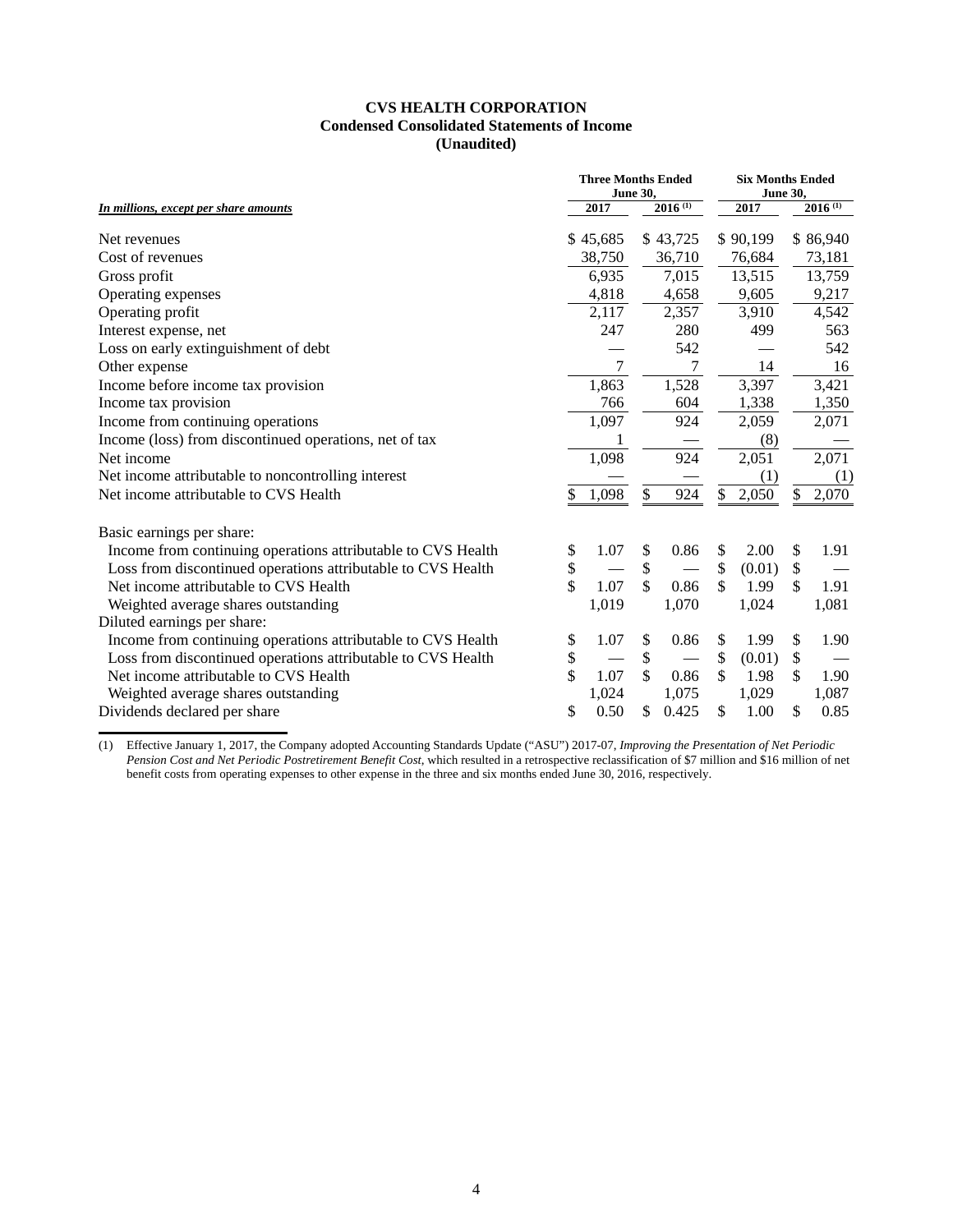# CVS HEALTH CORPORATION
## Condensed Consolidated Statements of Income
## (Unaudited)

| *In millions, except per share amounts* | Three Months Ended June 30, 2017 | Three Months Ended June 30, 2016 [(1)] | Six Months Ended June 30, 2017 | Six Months Ended June 30, 2016 [(1)] |
|---|---|---|---|---|
| Net revenues | $ 45,685 | $ 43,725 | $ 90,199 | $ 86,940 |
| Cost of revenues | 38,750 | 36,710 | 76,684 | 73,181 |
| Gross profit | 6,935 | 7,015 | 13,515 | 13,759 |
| Operating expenses | 4,818 | 4,658 | 9,605 | 9,217 |
| Operating profit | 2,117 | 2,357 | 3,910 | 4,542 |
| Interest expense, net | 247 | 280 | 499 | 563 |
| Loss on early extinguishment of debt | — | 542 | — | 542 |
| Other expense | 7 | 7 | 14 | 16 |
| Income before income tax provision | 1,863 | 1,528 | 3,397 | 3,421 |
| Income tax provision | 766 | 604 | 1,338 | 1,350 |
| Income from continuing operations | 1,097 | 924 | 2,059 | 2,071 |
| Income (loss) from discontinued operations, net of tax | 1 | — | (8) | — |
| Net income | 1,098 | 924 | 2,051 | 2,071 |
| Net income attributable to noncontrolling interest | — | — | (1) | (1) |
| Net income attributable to CVS Health | $ 1,098 | $ 924 | $ 2,050 | $ 2,070 |
| Basic earnings per share: | | | | |
| Income from continuing operations attributable to CVS Health | $ 1.07 | $ 0.86 | $ 2.00 | $ 1.91 |
| Loss from discontinued operations attributable to CVS Health | $ — | $ — | $ (0.01) | $ — |
| Net income attributable to CVS Health | $ 1.07 | $ 0.86 | $ 1.99 | $ 1.91 |
| Weighted average shares outstanding | 1,019 | 1,070 | 1,024 | 1,081 |
| Diluted earnings per share: | | | | |
| Income from continuing operations attributable to CVS Health | $ 1.07 | $ 0.86 | $ 1.99 | $ 1.90 |
| Loss from discontinued operations attributable to CVS Health | $ — | $ — | $ (0.01) | $ — |
| Net income attributable to CVS Health | $ 1.07 | $ 0.86 | $ 1.98 | $ 1.90 |
| Weighted average shares outstanding | 1,024 | 1,075 | 1,029 | 1,087 |
| Dividends declared per share | $ 0.50 | $ 0.425 | $ 1.00 | $ 0.85 |

(1) Effective January 1, 2017, the Company adopted Accounting Standards Update ("ASU") 2017-07, *Improving the Presentation of Net Periodic Pension Cost and Net Periodic Postretirement Benefit Cost*, which resulted in a retrospective reclassification of $7 million and $16 million of net benefit costs from operating expenses to other expense in the three and six months ended June 30, 2016, respectively.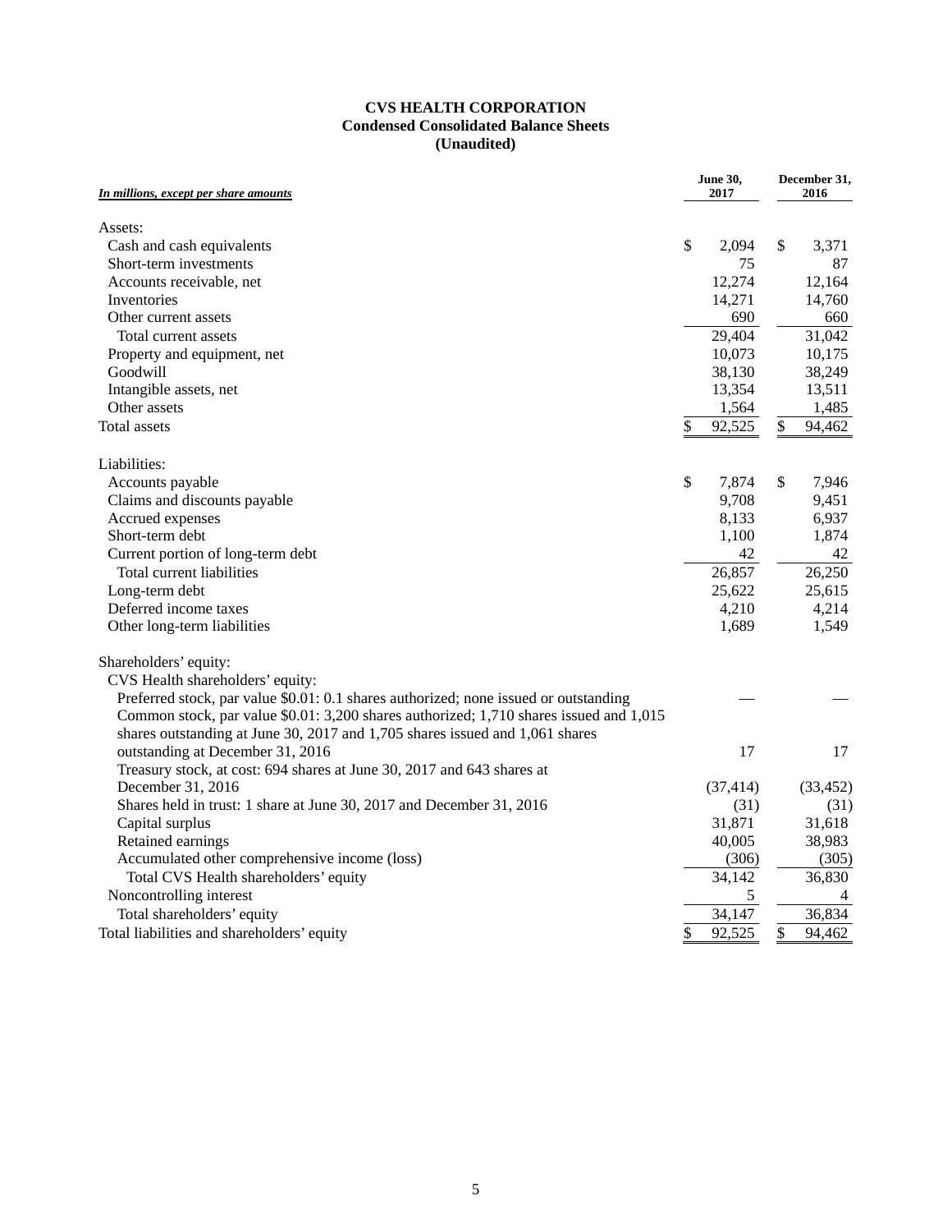**CVS HEALTH CORPORATION**
**Condensed Consolidated Balance Sheets**
**(Unaudited)**

| *In millions, except per share amounts* | June 30, 2017 | December 31, 2016 |
|---|---|---|
| Assets: | | |
| Cash and cash equivalents | $ 2,094 | $ 3,371 |
| Short-term investments | 75 | 87 |
| Accounts receivable, net | 12,274 | 12,164 |
| Inventories | 14,271 | 14,760 |
| Other current assets | 690 | 660 |
| Total current assets | 29,404 | 31,042 |
| Property and equipment, net | 10,073 | 10,175 |
| Goodwill | 38,130 | 38,249 |
| Intangible assets, net | 13,354 | 13,511 |
| Other assets | 1,564 | 1,485 |
| Total assets | $ 92,525 | $ 94,462 |
| Liabilities: | | |
| Accounts payable | $ 7,874 | $ 7,946 |
| Claims and discounts payable | 9,708 | 9,451 |
| Accrued expenses | 8,133 | 6,937 |
| Short-term debt | 1,100 | 1,874 |
| Current portion of long-term debt | 42 | 42 |
| Total current liabilities | 26,857 | 26,250 |
| Long-term debt | 25,622 | 25,615 |
| Deferred income taxes | 4,210 | 4,214 |
| Other long-term liabilities | 1,689 | 1,549 |
| Shareholders' equity: | | |
| CVS Health shareholders' equity: | | |
| Preferred stock, par value $0.01: 0.1 shares authorized; none issued or outstanding | — | — |
| Common stock, par value $0.01: 3,200 shares authorized; 1,710 shares issued and 1,015 shares outstanding at June 30, 2017 and 1,705 shares issued and 1,061 shares outstanding at December 31, 2016 | 17 | 17 |
| Treasury stock, at cost: 694 shares at June 30, 2017 and 643 shares at December 31, 2016 | (37,414) | (33,452) |
| Shares held in trust: 1 share at June 30, 2017 and December 31, 2016 | (31) | (31) |
| Capital surplus | 31,871 | 31,618 |
| Retained earnings | 40,005 | 38,983 |
| Accumulated other comprehensive income (loss) | (306) | (305) |
| Total CVS Health shareholders' equity | 34,142 | 36,830 |
| Noncontrolling interest | 5 | 4 |
| Total shareholders' equity | 34,147 | 36,834 |
| Total liabilities and shareholders' equity | $ 92,525 | $ 94,462 |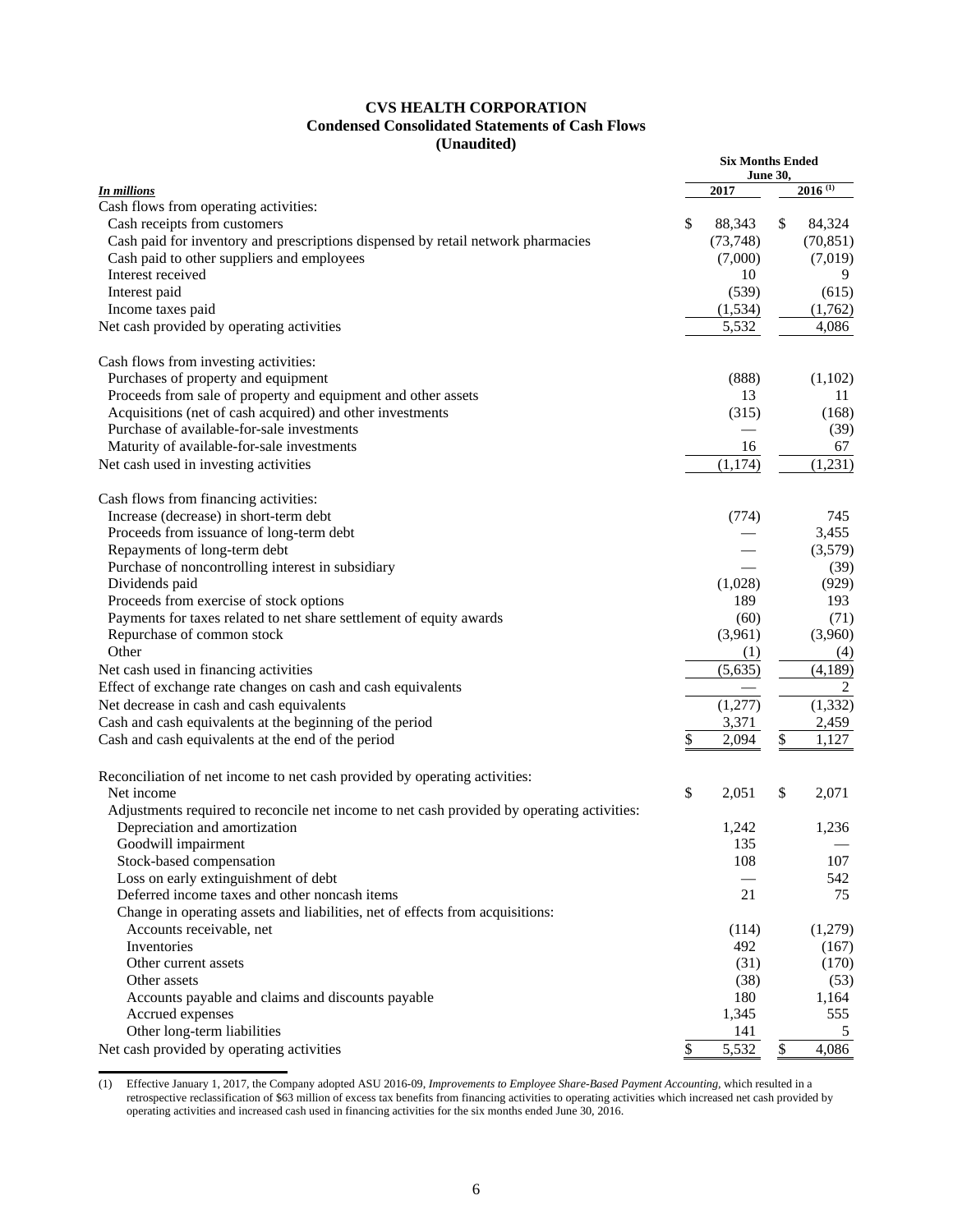# CVS HEALTH CORPORATION

## Condensed Consolidated Statements of Cash Flows

## (Unaudited)

| *In millions* | Six Months Ended June 30, 2017 | Six Months Ended June 30, 2016 [(1)] |
|---|---|---|
| Cash flows from operating activities: | | |
| Cash receipts from customers | $ 88,343 | $ 84,324 |
| Cash paid for inventory and prescriptions dispensed by retail network pharmacies | (73,748) | (70,851) |
| Cash paid to other suppliers and employees | (7,000) | (7,019) |
| Interest received | 10 | 9 |
| Interest paid | (539) | (615) |
| Income taxes paid | (1,534) | (1,762) |
| Net cash provided by operating activities | 5,532 | 4,086 |
| | | |
| Cash flows from investing activities: | | |
| Purchases of property and equipment | (888) | (1,102) |
| Proceeds from sale of property and equipment and other assets | 13 | 11 |
| Acquisitions (net of cash acquired) and other investments | (315) | (168) |
| Purchase of available-for-sale investments | — | (39) |
| Maturity of available-for-sale investments | 16 | 67 |
| Net cash used in investing activities | (1,174) | (1,231) |
| | | |
| Cash flows from financing activities: | | |
| Increase (decrease) in short-term debt | (774) | 745 |
| Proceeds from issuance of long-term debt | — | 3,455 |
| Repayments of long-term debt | — | (3,579) |
| Purchase of noncontrolling interest in subsidiary | — | (39) |
| Dividends paid | (1,028) | (929) |
| Proceeds from exercise of stock options | 189 | 193 |
| Payments for taxes related to net share settlement of equity awards | (60) | (71) |
| Repurchase of common stock | (3,961) | (3,960) |
| Other | (1) | (4) |
| Net cash used in financing activities | (5,635) | (4,189) |
| Effect of exchange rate changes on cash and cash equivalents | — | 2 |
| Net decrease in cash and cash equivalents | (1,277) | (1,332) |
| Cash and cash equivalents at the beginning of the period | 3,371 | 2,459 |
| Cash and cash equivalents at the end of the period | $ 2,094 | $ 1,127 |
| | | |
| Reconciliation of net income to net cash provided by operating activities: | | |
| Net income | $ 2,051 | $ 2,071 |
| Adjustments required to reconcile net income to net cash provided by operating activities: | | |
| Depreciation and amortization | 1,242 | 1,236 |
| Goodwill impairment | 135 | — |
| Stock-based compensation | 108 | 107 |
| Loss on early extinguishment of debt | — | 542 |
| Deferred income taxes and other noncash items | 21 | 75 |
| Change in operating assets and liabilities, net of effects from acquisitions: | | |
| Accounts receivable, net | (114) | (1,279) |
| Inventories | 492 | (167) |
| Other current assets | (31) | (170) |
| Other assets | (38) | (53) |
| Accounts payable and claims and discounts payable | 180 | 1,164 |
| Accrued expenses | 1,345 | 555 |
| Other long-term liabilities | 141 | 5 |
| Net cash provided by operating activities | $ 5,532 | $ 4,086 |

(1) Effective January 1, 2017, the Company adopted ASU 2016-09, *Improvements to Employee Share-Based Payment Accounting*, which resulted in a retrospective reclassification of $63 million of excess tax benefits from financing activities to operating activities which increased net cash provided by operating activities and increased cash used in financing activities for the six months ended June 30, 2016.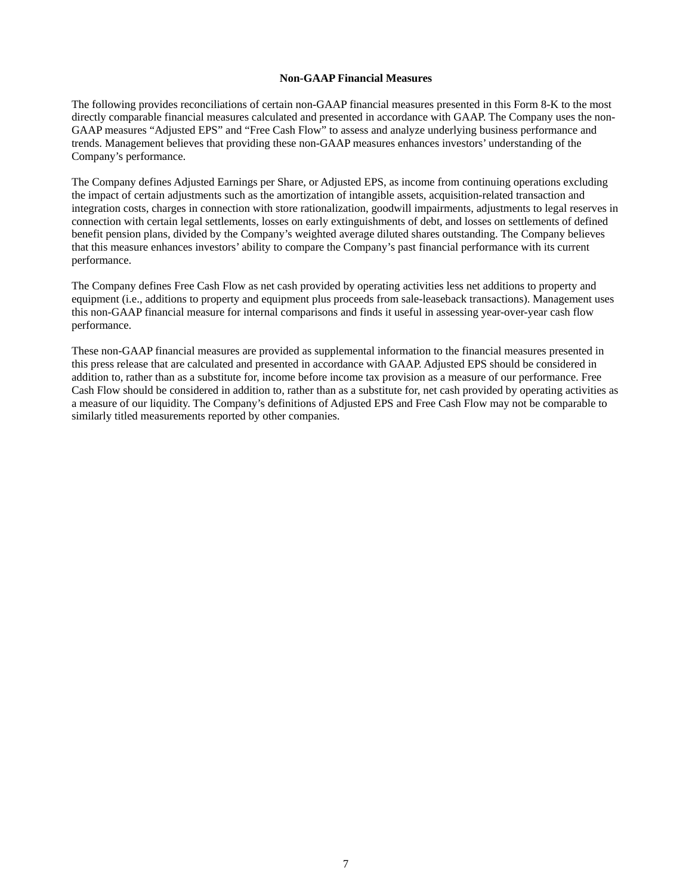## Non-GAAP Financial Measures

The following provides reconciliations of certain non-GAAP financial measures presented in this Form 8-K to the most directly comparable financial measures calculated and presented in accordance with GAAP. The Company uses the non-GAAP measures "Adjusted EPS" and "Free Cash Flow" to assess and analyze underlying business performance and trends. Management believes that providing these non-GAAP measures enhances investors' understanding of the Company's performance.

The Company defines Adjusted Earnings per Share, or Adjusted EPS, as income from continuing operations excluding the impact of certain adjustments such as the amortization of intangible assets, acquisition-related transaction and integration costs, charges in connection with store rationalization, goodwill impairments, adjustments to legal reserves in connection with certain legal settlements, losses on early extinguishments of debt, and losses on settlements of defined benefit pension plans, divided by the Company's weighted average diluted shares outstanding. The Company believes that this measure enhances investors' ability to compare the Company's past financial performance with its current performance.

The Company defines Free Cash Flow as net cash provided by operating activities less net additions to property and equipment (i.e., additions to property and equipment plus proceeds from sale-leaseback transactions). Management uses this non-GAAP financial measure for internal comparisons and finds it useful in assessing year-over-year cash flow performance.

These non-GAAP financial measures are provided as supplemental information to the financial measures presented in this press release that are calculated and presented in accordance with GAAP. Adjusted EPS should be considered in addition to, rather than as a substitute for, income before income tax provision as a measure of our performance. Free Cash Flow should be considered in addition to, rather than as a substitute for, net cash provided by operating activities as a measure of our liquidity. The Company's definitions of Adjusted EPS and Free Cash Flow may not be comparable to similarly titled measurements reported by other companies.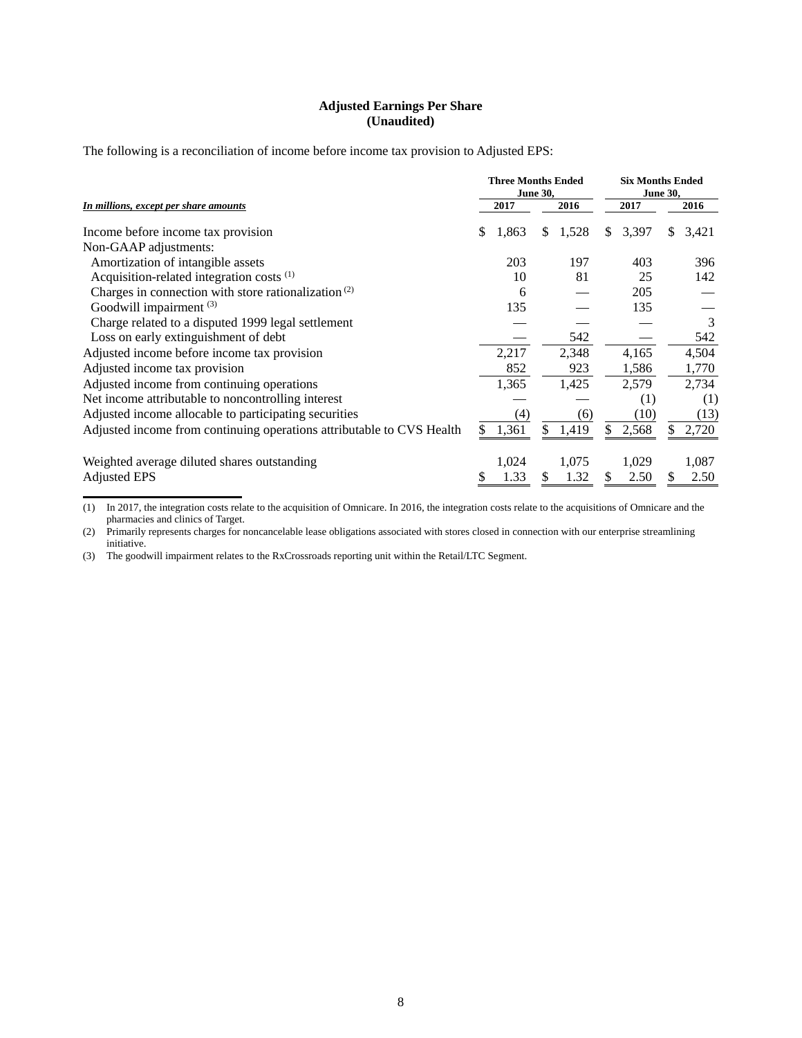**Adjusted Earnings Per Share**
**(Unaudited)**

The following is a reconciliation of income before income tax provision to Adjusted EPS:

| *In millions, except per share amounts* | Three Months Ended June 30, | | Six Months Ended June 30, | |
|---|---|---|---|---|
| | 2017 | 2016 | 2017 | 2016 |
| Income before income tax provision | $ 1,863 | $ 1,528 | $ 3,397 | $ 3,421 |
| Non-GAAP adjustments: | | | | |
| Amortization of intangible assets | 203 | 197 | 403 | 396 |
| Acquisition-related integration costs [1] | 10 | 81 | 25 | 142 |
| Charges in connection with store rationalization [2] | 6 | — | 205 | — |
| Goodwill impairment [3] | 135 | — | 135 | — |
| Charge related to a disputed 1999 legal settlement | — | — | — | 3 |
| Loss on early extinguishment of debt | — | 542 | — | 542 |
| Adjusted income before income tax provision | 2,217 | 2,348 | 4,165 | 4,504 |
| Adjusted income tax provision | 852 | 923 | 1,586 | 1,770 |
| Adjusted income from continuing operations | 1,365 | 1,425 | 2,579 | 2,734 |
| Net income attributable to noncontrolling interest | — | — | (1) | (1) |
| Adjusted income allocable to participating securities | (4) | (6) | (10) | (13) |
| Adjusted income from continuing operations attributable to CVS Health | $ 1,361 | $ 1,419 | $ 2,568 | $ 2,720 |
| Weighted average diluted shares outstanding | 1,024 | 1,075 | 1,029 | 1,087 |
| Adjusted EPS | $ 1.33 | $ 1.32 | $ 2.50 | $ 2.50 |

(1) In 2017, the integration costs relate to the acquisition of Omnicare. In 2016, the integration costs relate to the acquisitions of Omnicare and the pharmacies and clinics of Target.

(2) Primarily represents charges for noncancelable lease obligations associated with stores closed in connection with our enterprise streamlining initiative.

(3) The goodwill impairment relates to the RxCrossroads reporting unit within the Retail/LTC Segment.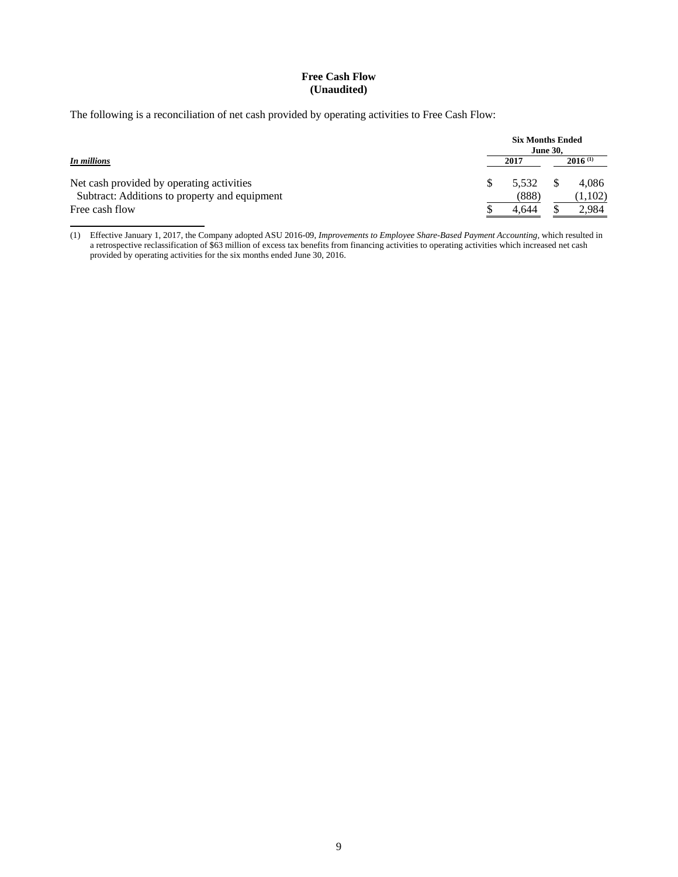# Free Cash Flow
# (Unaudited)

The following is a reconciliation of net cash provided by operating activities to Free Cash Flow:

| *In millions* | Six Months Ended June 30, | |
|---|---|---|
| | 2017 | 2016 [(1)] |
| Net cash provided by operating activities | $ 5,532 | $ 4,086 |
| Subtract: Additions to property and equipment | (888) | (1,102) |
| Free cash flow | $ 4,644 | $ 2,984 |

(1) Effective January 1, 2017, the Company adopted ASU 2016-09, *Improvements to Employee Share-Based Payment Accounting*, which resulted in a retrospective reclassification of $63 million of excess tax benefits from financing activities to operating activities which increased net cash provided by operating activities for the six months ended June 30, 2016.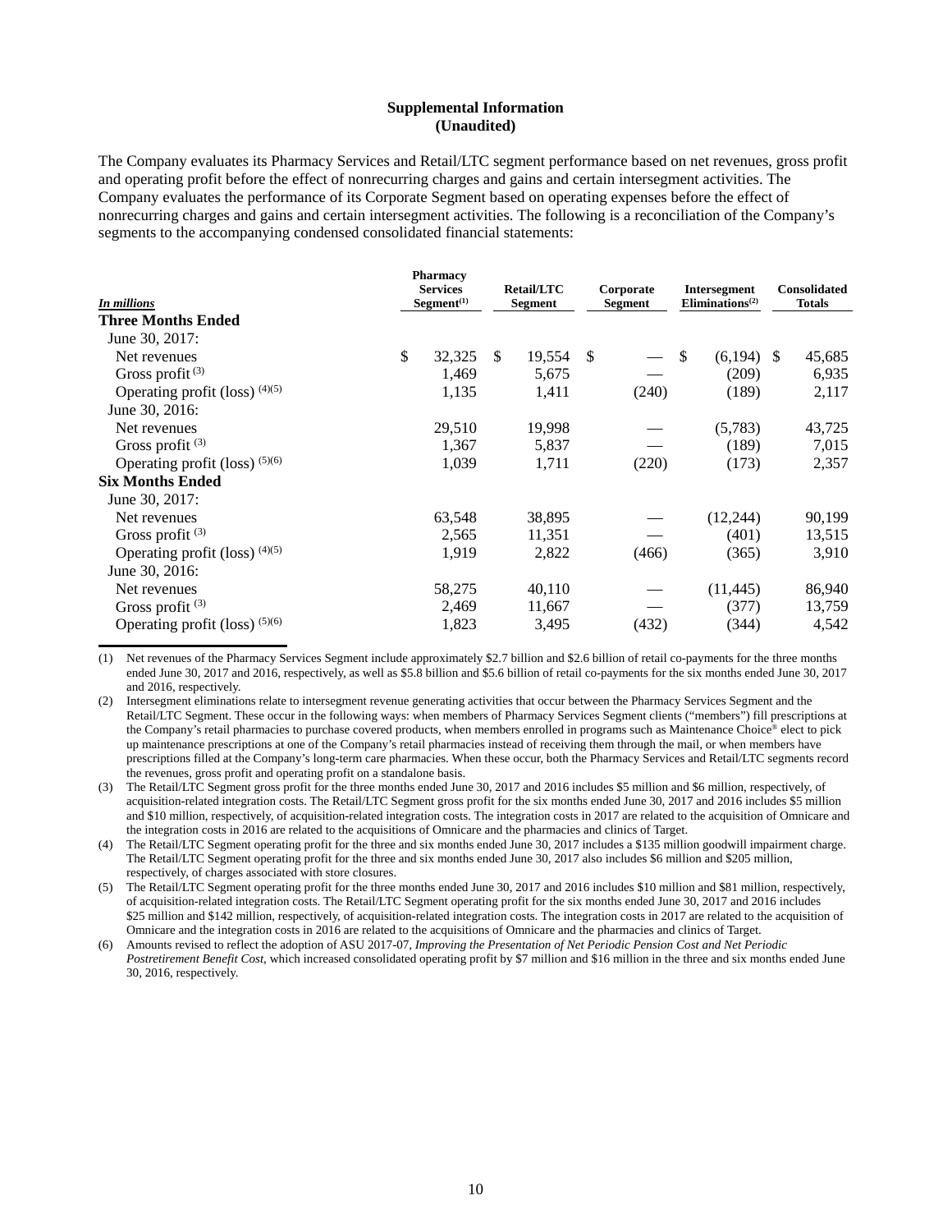## Supplemental Information
## (Unaudited)

The Company evaluates its Pharmacy Services and Retail/LTC segment performance based on net revenues, gross profit and operating profit before the effect of nonrecurring charges and gains and certain intersegment activities. The Company evaluates the performance of its Corporate Segment based on operating expenses before the effect of nonrecurring charges and gains and certain intersegment activities. The following is a reconciliation of the Company's segments to the accompanying condensed consolidated financial statements:

| *In millions* | Pharmacy Services Segment[(1)] | Retail/LTC Segment | Corporate Segment | Intersegment Eliminations[(2)] | Consolidated Totals |
|---|---|---|---|---|---|
| **Three Months Ended** | | | | | |
| June 30, 2017: | | | | | |
| Net revenues | $ 32,325 | $ 19,554 | $ — | $ (6,194) | $ 45,685 |
| Gross profit [(3)] | 1,469 | 5,675 | — | (209) | 6,935 |
| Operating profit (loss) [(4)(5)] | 1,135 | 1,411 | (240) | (189) | 2,117 |
| June 30, 2016: | | | | | |
| Net revenues | 29,510 | 19,998 | — | (5,783) | 43,725 |
| Gross profit [(3)] | 1,367 | 5,837 | — | (189) | 7,015 |
| Operating profit (loss) [(5)(6)] | 1,039 | 1,711 | (220) | (173) | 2,357 |
| **Six Months Ended** | | | | | |
| June 30, 2017: | | | | | |
| Net revenues | 63,548 | 38,895 | — | (12,244) | 90,199 |
| Gross profit [(3)] | 2,565 | 11,351 | — | (401) | 13,515 |
| Operating profit (loss) [(4)(5)] | 1,919 | 2,822 | (466) | (365) | 3,910 |
| June 30, 2016: | | | | | |
| Net revenues | 58,275 | 40,110 | — | (11,445) | 86,940 |
| Gross profit [(3)] | 2,469 | 11,667 | — | (377) | 13,759 |
| Operating profit (loss) [(5)(6)] | 1,823 | 3,495 | (432) | (344) | 4,542 |

(1) Net revenues of the Pharmacy Services Segment include approximately $2.7 billion and $2.6 billion of retail co-payments for the three months ended June 30, 2017 and 2016, respectively, as well as $5.8 billion and $5.6 billion of retail co-payments for the six months ended June 30, 2017 and 2016, respectively.

(2) Intersegment eliminations relate to intersegment revenue generating activities that occur between the Pharmacy Services Segment and the Retail/LTC Segment. These occur in the following ways: when members of Pharmacy Services Segment clients ("members") fill prescriptions at the Company's retail pharmacies to purchase covered products, when members enrolled in programs such as Maintenance Choice® elect to pick up maintenance prescriptions at one of the Company's retail pharmacies instead of receiving them through the mail, or when members have prescriptions filled at the Company's long-term care pharmacies. When these occur, both the Pharmacy Services and Retail/LTC segments record the revenues, gross profit and operating profit on a standalone basis.

(3) The Retail/LTC Segment gross profit for the three months ended June 30, 2017 and 2016 includes $5 million and $6 million, respectively, of acquisition-related integration costs. The Retail/LTC Segment gross profit for the six months ended June 30, 2017 and 2016 includes $5 million and $10 million, respectively, of acquisition-related integration costs. The integration costs in 2017 are related to the acquisition of Omnicare and the integration costs in 2016 are related to the acquisitions of Omnicare and the pharmacies and clinics of Target.

(4) The Retail/LTC Segment operating profit for the three and six months ended June 30, 2017 includes a $135 million goodwill impairment charge. The Retail/LTC Segment operating profit for the three and six months ended June 30, 2017 also includes $6 million and $205 million, respectively, of charges associated with store closures.

(5) The Retail/LTC Segment operating profit for the three months ended June 30, 2017 and 2016 includes $10 million and $81 million, respectively, of acquisition-related integration costs. The Retail/LTC Segment operating profit for the six months ended June 30, 2017 and 2016 includes $25 million and $142 million, respectively, of acquisition-related integration costs. The integration costs in 2017 are related to the acquisition of Omnicare and the integration costs in 2016 are related to the acquisitions of Omnicare and the pharmacies and clinics of Target.

(6) Amounts revised to reflect the adoption of ASU 2017-07, *Improving the Presentation of Net Periodic Pension Cost and Net Periodic Postretirement Benefit Cost*, which increased consolidated operating profit by $7 million and $16 million in the three and six months ended June 30, 2016, respectively.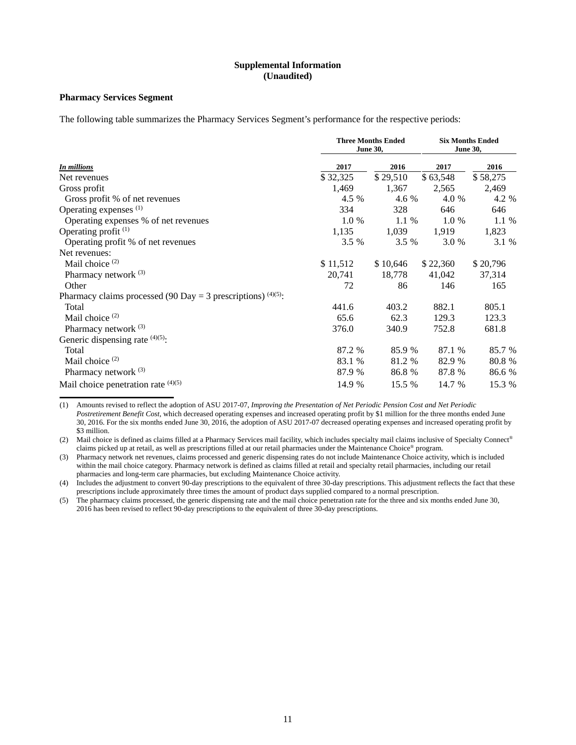**Supplemental Information**
**(Unaudited)**

**Pharmacy Services Segment**

The following table summarizes the Pharmacy Services Segment's performance for the respective periods:

| | Three Months Ended June 30, | | Six Months Ended June 30, | |
|---|---|---|---|---|
| ***In millions*** | **2017** | **2016** | **2017** | **2016** |
| Net revenues | $ 32,325 | $ 29,510 | $ 63,548 | $ 58,275 |
| Gross profit | 1,469 | 1,367 | 2,565 | 2,469 |
| Gross profit % of net revenues | 4.5 % | 4.6 % | 4.0 % | 4.2 % |
| Operating expenses (1) | 334 | 328 | 646 | 646 |
| Operating expenses % of net revenues | 1.0 % | 1.1 % | 1.0 % | 1.1 % |
| Operating profit (1) | 1,135 | 1,039 | 1,919 | 1,823 |
| Operating profit % of net revenues | 3.5 % | 3.5 % | 3.0 % | 3.1 % |
| Net revenues: | | | | |
| Mail choice (2) | $ 11,512 | $ 10,646 | $ 22,360 | $ 20,796 |
| Pharmacy network (3) | 20,741 | 18,778 | 41,042 | 37,314 |
| Other | 72 | 86 | 146 | 165 |
| Pharmacy claims processed (90 Day = 3 prescriptions) (4)(5): | | | | |
| Total | 441.6 | 403.2 | 882.1 | 805.1 |
| Mail choice (2) | 65.6 | 62.3 | 129.3 | 123.3 |
| Pharmacy network (3) | 376.0 | 340.9 | 752.8 | 681.8 |
| Generic dispensing rate (4)(5): | | | | |
| Total | 87.2 % | 85.9 % | 87.1 % | 85.7 % |
| Mail choice (2) | 83.1 % | 81.2 % | 82.9 % | 80.8 % |
| Pharmacy network (3) | 87.9 % | 86.8 % | 87.8 % | 86.6 % |
| Mail choice penetration rate (4)(5) | 14.9 % | 15.5 % | 14.7 % | 15.3 % |

(1) Amounts revised to reflect the adoption of ASU 2017-07, *Improving the Presentation of Net Periodic Pension Cost and Net Periodic Postretirement Benefit Cost*, which decreased operating expenses and increased operating profit by $1 million for the three months ended June 30, 2016. For the six months ended June 30, 2016, the adoption of ASU 2017-07 decreased operating expenses and increased operating profit by $3 million.

(2) Mail choice is defined as claims filled at a Pharmacy Services mail facility, which includes specialty mail claims inclusive of Specialty Connect® claims picked up at retail, as well as prescriptions filled at our retail pharmacies under the Maintenance Choice® program.

(3) Pharmacy network net revenues, claims processed and generic dispensing rates do not include Maintenance Choice activity, which is included within the mail choice category. Pharmacy network is defined as claims filled at retail and specialty retail pharmacies, including our retail pharmacies and long-term care pharmacies, but excluding Maintenance Choice activity.

(4) Includes the adjustment to convert 90-day prescriptions to the equivalent of three 30-day prescriptions. This adjustment reflects the fact that these prescriptions include approximately three times the amount of product days supplied compared to a normal prescription.

(5) The pharmacy claims processed, the generic dispensing rate and the mail choice penetration rate for the three and six months ended June 30, 2016 has been revised to reflect 90-day prescriptions to the equivalent of three 30-day prescriptions.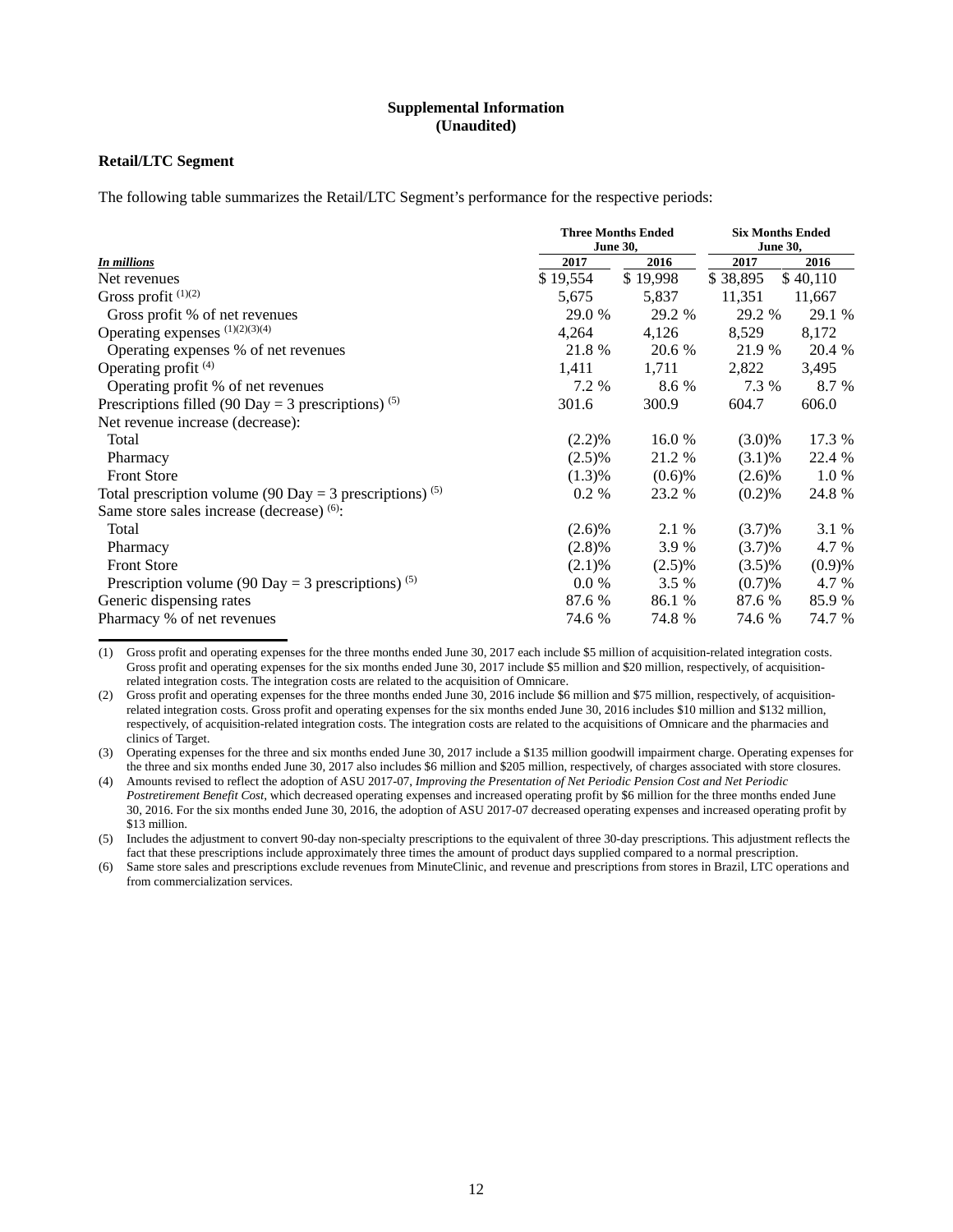# Supplemental Information
## (Unaudited)

**Retail/LTC Segment**

The following table summarizes the Retail/LTC Segment’s performance for the respective periods:

| | Three Months Ended June 30, | | Six Months Ended June 30, | |
|---|---|---|---|---|
| *In millions* | 2017 | 2016 | 2017 | 2016 |
| Net revenues | $ 19,554 | $ 19,998 | $ 38,895 | $ 40,110 |
| Gross profit [(1)(2)] | 5,675 | 5,837 | 11,351 | 11,667 |
| Gross profit % of net revenues | 29.0 % | 29.2 % | 29.2 % | 29.1 % |
| Operating expenses [(1)(2)(3)(4)] | 4,264 | 4,126 | 8,529 | 8,172 |
| Operating expenses % of net revenues | 21.8 % | 20.6 % | 21.9 % | 20.4 % |
| Operating profit [(4)] | 1,411 | 1,711 | 2,822 | 3,495 |
| Operating profit % of net revenues | 7.2 % | 8.6 % | 7.3 % | 8.7 % |
| Prescriptions filled (90 Day = 3 prescriptions) [(5)] | 301.6 | 300.9 | 604.7 | 606.0 |
| Net revenue increase (decrease): | | | | |
| Total | (2.2)% | 16.0 % | (3.0)% | 17.3 % |
| Pharmacy | (2.5)% | 21.2 % | (3.1)% | 22.4 % |
| Front Store | (1.3)% | (0.6)% | (2.6)% | 1.0 % |
| Total prescription volume (90 Day = 3 prescriptions) [(5)] | 0.2 % | 23.2 % | (0.2)% | 24.8 % |
| Same store sales increase (decrease) [(6)]: | | | | |
| Total | (2.6)% | 2.1 % | (3.7)% | 3.1 % |
| Pharmacy | (2.8)% | 3.9 % | (3.7)% | 4.7 % |
| Front Store | (2.1)% | (2.5)% | (3.5)% | (0.9)% |
| Prescription volume (90 Day = 3 prescriptions) [(5)] | 0.0 % | 3.5 % | (0.7)% | 4.7 % |
| Generic dispensing rates | 87.6 % | 86.1 % | 87.6 % | 85.9 % |
| Pharmacy % of net revenues | 74.6 % | 74.8 % | 74.6 % | 74.7 % |

(1) Gross profit and operating expenses for the three months ended June 30, 2017 each include $5 million of acquisition-related integration costs. Gross profit and operating expenses for the six months ended June 30, 2017 include $5 million and $20 million, respectively, of acquisition-related integration costs. The integration costs are related to the acquisition of Omnicare.

(2) Gross profit and operating expenses for the three months ended June 30, 2016 include $6 million and $75 million, respectively, of acquisition-related integration costs. Gross profit and operating expenses for the six months ended June 30, 2016 includes $10 million and $132 million, respectively, of acquisition-related integration costs. The integration costs are related to the acquisitions of Omnicare and the pharmacies and clinics of Target.

(3) Operating expenses for the three and six months ended June 30, 2017 include a $135 million goodwill impairment charge. Operating expenses for the three and six months ended June 30, 2017 also includes $6 million and $205 million, respectively, of charges associated with store closures.

(4) Amounts revised to reflect the adoption of ASU 2017-07, *Improving the Presentation of Net Periodic Pension Cost and Net Periodic Postretirement Benefit Cost*, which decreased operating expenses and increased operating profit by $6 million for the three months ended June 30, 2016. For the six months ended June 30, 2016, the adoption of ASU 2017-07 decreased operating expenses and increased operating profit by $13 million.

(5) Includes the adjustment to convert 90-day non-specialty prescriptions to the equivalent of three 30-day prescriptions. This adjustment reflects the fact that these prescriptions include approximately three times the amount of product days supplied compared to a normal prescription.

(6) Same store sales and prescriptions exclude revenues from MinuteClinic, and revenue and prescriptions from stores in Brazil, LTC operations and from commercialization services.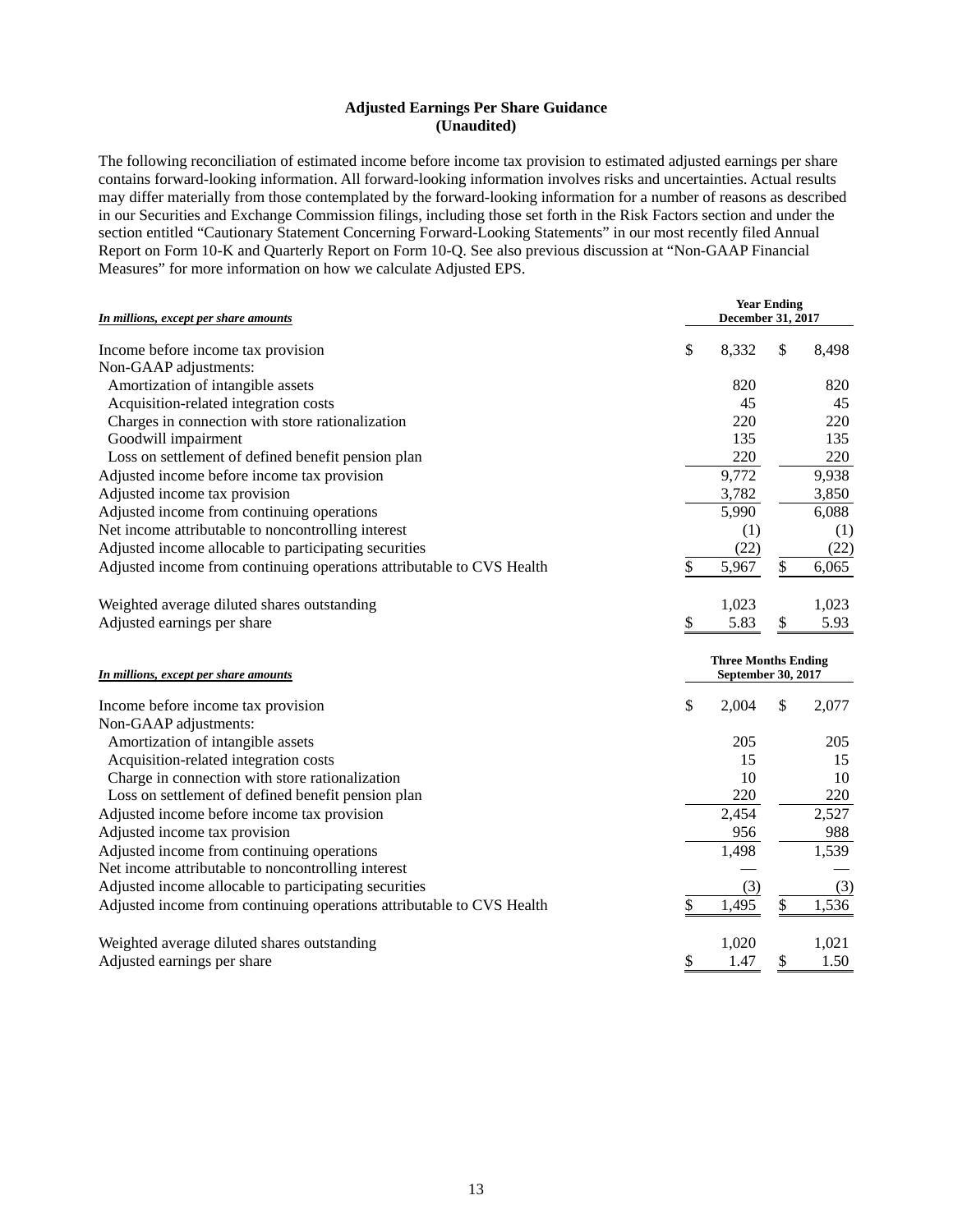**Adjusted Earnings Per Share Guidance**
**(Unaudited)**

The following reconciliation of estimated income before income tax provision to estimated adjusted earnings per share contains forward-looking information. All forward-looking information involves risks and uncertainties. Actual results may differ materially from those contemplated by the forward-looking information for a number of reasons as described in our Securities and Exchange Commission filings, including those set forth in the Risk Factors section and under the section entitled "Cautionary Statement Concerning Forward-Looking Statements" in our most recently filed Annual Report on Form 10-K and Quarterly Report on Form 10-Q. See also previous discussion at "Non-GAAP Financial Measures" for more information on how we calculate Adjusted EPS.

| ***In millions, except per share amounts*** | **Year Ending December 31, 2017** | |
|---|---|---|
| Income before income tax provision | $ 8,332 | $ 8,498 |
| Non-GAAP adjustments: | | |
| Amortization of intangible assets | 820 | 820 |
| Acquisition-related integration costs | 45 | 45 |
| Charges in connection with store rationalization | 220 | 220 |
| Goodwill impairment | 135 | 135 |
| Loss on settlement of defined benefit pension plan | 220 | 220 |
| Adjusted income before income tax provision | 9,772 | 9,938 |
| Adjusted income tax provision | 3,782 | 3,850 |
| Adjusted income from continuing operations | 5,990 | 6,088 |
| Net income attributable to noncontrolling interest | (1) | (1) |
| Adjusted income allocable to participating securities | (22) | (22) |
| Adjusted income from continuing operations attributable to CVS Health | $ 5,967 | $ 6,065 |
| | | |
| Weighted average diluted shares outstanding | 1,023 | 1,023 |
| Adjusted earnings per share | $ 5.83 | $ 5.93 |

| ***In millions, except per share amounts*** | **Three Months Ending September 30, 2017** | |
|---|---|---|
| Income before income tax provision | $ 2,004 | $ 2,077 |
| Non-GAAP adjustments: | | |
| Amortization of intangible assets | 205 | 205 |
| Acquisition-related integration costs | 15 | 15 |
| Charge in connection with store rationalization | 10 | 10 |
| Loss on settlement of defined benefit pension plan | 220 | 220 |
| Adjusted income before income tax provision | 2,454 | 2,527 |
| Adjusted income tax provision | 956 | 988 |
| Adjusted income from continuing operations | 1,498 | 1,539 |
| Net income attributable to noncontrolling interest | — | — |
| Adjusted income allocable to participating securities | (3) | (3) |
| Adjusted income from continuing operations attributable to CVS Health | $ 1,495 | $ 1,536 |
| | | |
| Weighted average diluted shares outstanding | 1,020 | 1,021 |
| Adjusted earnings per share | $ 1.47 | $ 1.50 |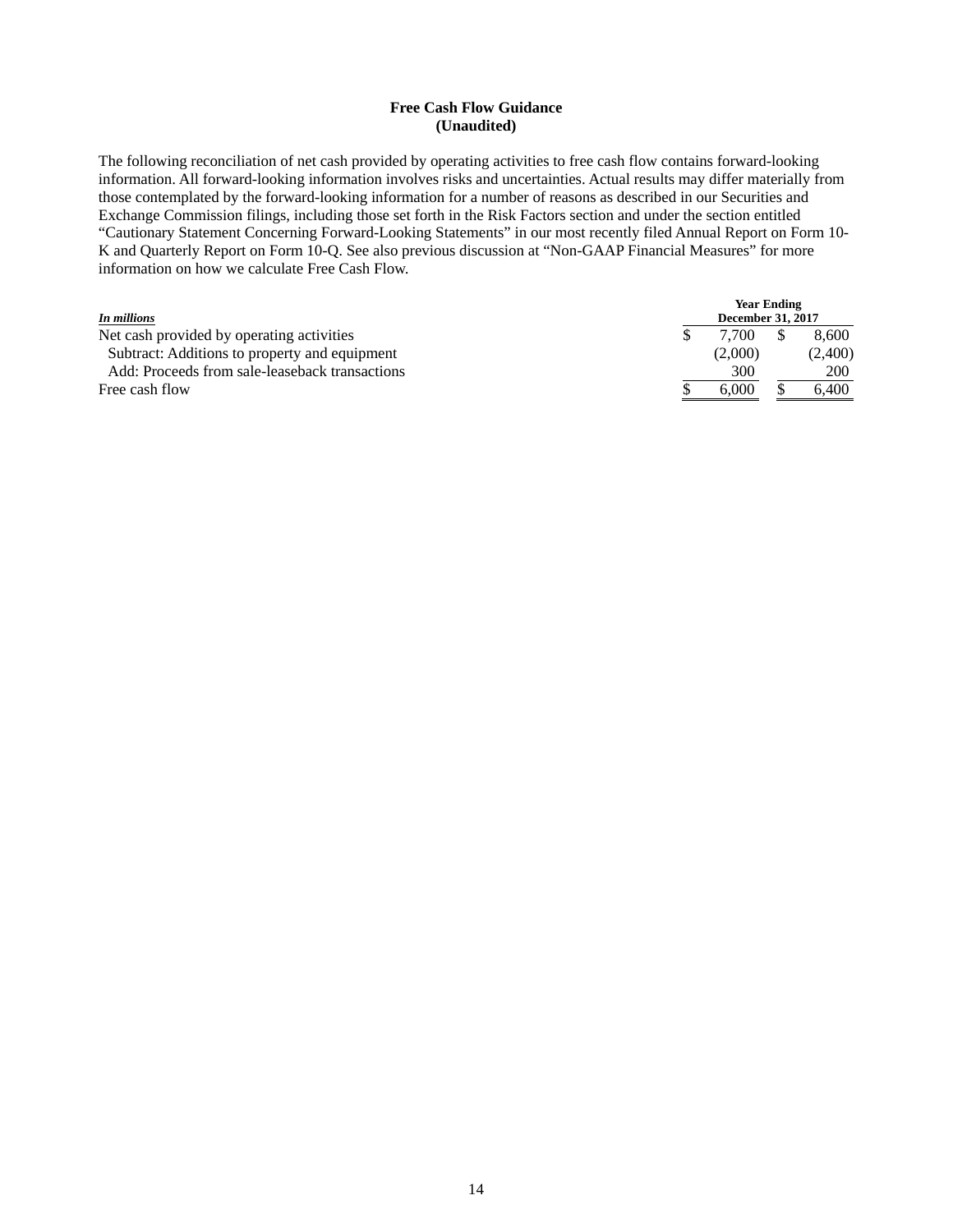**Free Cash Flow Guidance**
**(Unaudited)**

The following reconciliation of net cash provided by operating activities to free cash flow contains forward-looking information. All forward-looking information involves risks and uncertainties. Actual results may differ materially from those contemplated by the forward-looking information for a number of reasons as described in our Securities and Exchange Commission filings, including those set forth in the Risk Factors section and under the section entitled "Cautionary Statement Concerning Forward-Looking Statements" in our most recently filed Annual Report on Form 10-K and Quarterly Report on Form 10-Q. See also previous discussion at "Non-GAAP Financial Measures" for more information on how we calculate Free Cash Flow.

| ***In millions*** | **Year Ending December 31, 2017** | |
|---|---|---|
| Net cash provided by operating activities | $ 7,700 | $ 8,600 |
| Subtract: Additions to property and equipment | (2,000) | (2,400) |
| Add: Proceeds from sale-leaseback transactions | 300 | 200 |
| Free cash flow | $ 6,000 | $ 6,400 |